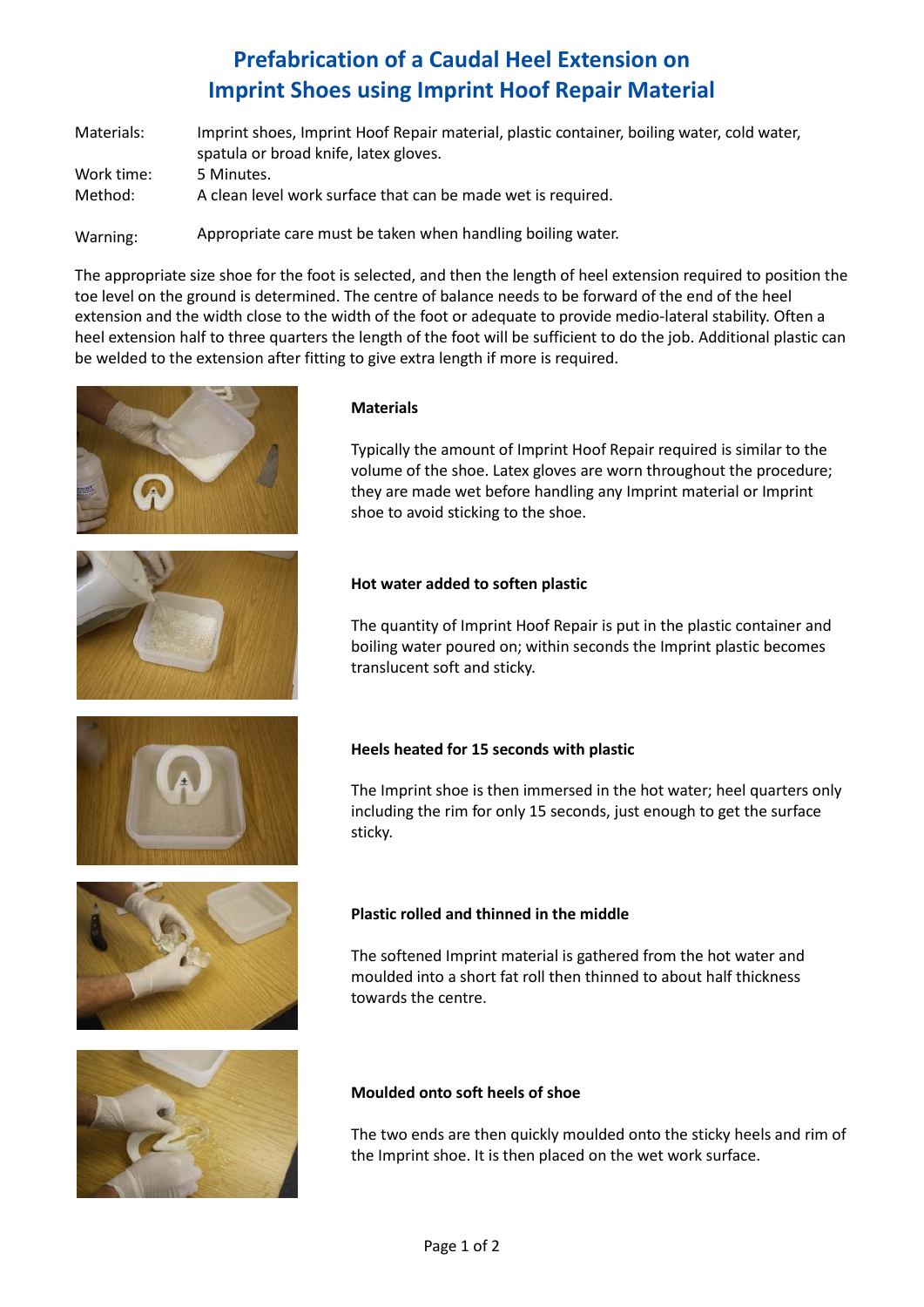# Prefabrication of a Caudal Heel Extension on Imprint Shoes using Imprint Hoof Repair Material

Materials: Imprint shoes, Imprint Hoof Repair material, plastic container, boiling water, cold water, spatula or broad knife, latex gloves.
Work time: 5 Minutes.
Method: A clean level work surface that can be made wet is required.

Warning: Appropriate care must be taken when handling boiling water.

The appropriate size shoe for the foot is selected, and then the length of heel extension required to position the toe level on the ground is determined. The centre of balance needs to be forward of the end of the heel extension and the width close to the width of the foot or adequate to provide medio-lateral stability. Often a heel extension half to three quarters the length of the foot will be sufficient to do the job. Additional plastic can be welded to the extension after fitting to give extra length if more is required.

**Materials**

Typically the amount of Imprint Hoof Repair required is similar to the volume of the shoe. Latex gloves are worn throughout the procedure; they are made wet before handling any Imprint material or Imprint shoe to avoid sticking to the shoe.

**Hot water added to soften plastic**

The quantity of Imprint Hoof Repair is put in the plastic container and boiling water poured on; within seconds the Imprint plastic becomes translucent soft and sticky.

**Heels heated for 15 seconds with plastic**

The Imprint shoe is then immersed in the hot water; heel quarters only including the rim for only 15 seconds, just enough to get the surface sticky.

**Plastic rolled and thinned in the middle**

The softened Imprint material is gathered from the hot water and moulded into a short fat roll then thinned to about half thickness towards the centre.

**Moulded onto soft heels of shoe**

The two ends are then quickly moulded onto the sticky heels and rim of the Imprint shoe. It is then placed on the wet work surface.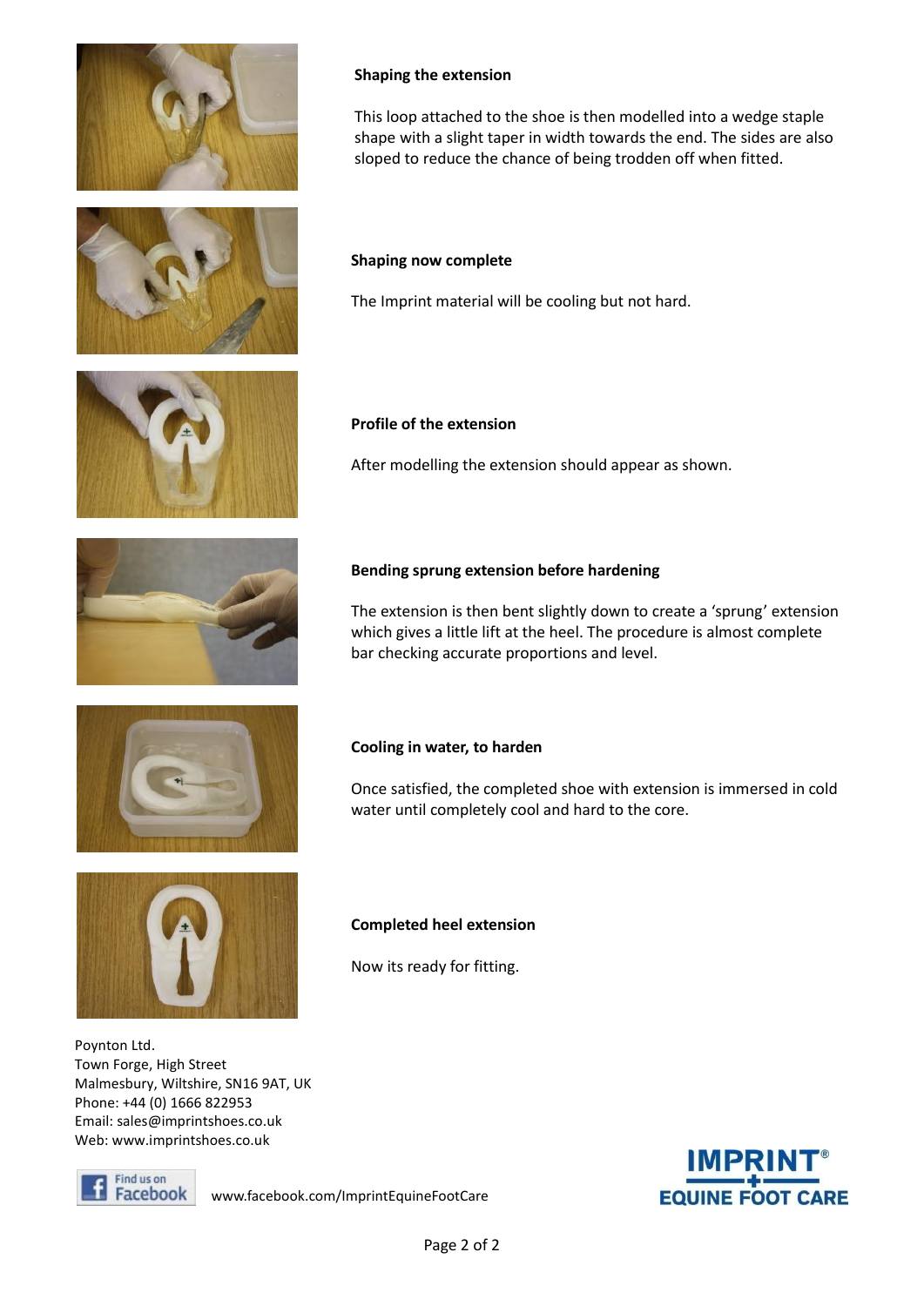### Shaping the extension

This loop attached to the shoe is then modelled into a wedge staple shape with a slight taper in width towards the end. The sides are also sloped to reduce the chance of being trodden off when fitted.

### Shaping now complete

The Imprint material will be cooling but not hard.

### Profile of the extension

After modelling the extension should appear as shown.

### Bending sprung extension before hardening

The extension is then bent slightly down to create a 'sprung' extension which gives a little lift at the heel. The procedure is almost complete bar checking accurate proportions and level.

### Cooling in water, to harden

Once satisfied, the completed shoe with extension is immersed in cold water until completely cool and hard to the core.

### Completed heel extension

Now its ready for fitting.

Poynton Ltd.
Town Forge, High Street
Malmesbury, Wiltshire, SN16 9AT, UK
Phone: +44 (0) 1666 822953
Email: sales@imprintshoes.co.uk
Web: www.imprintshoes.co.uk

Find us on Facebook www.facebook.com/ImprintEquineFootCare

IMPRINT® EQUINE FOOT CARE